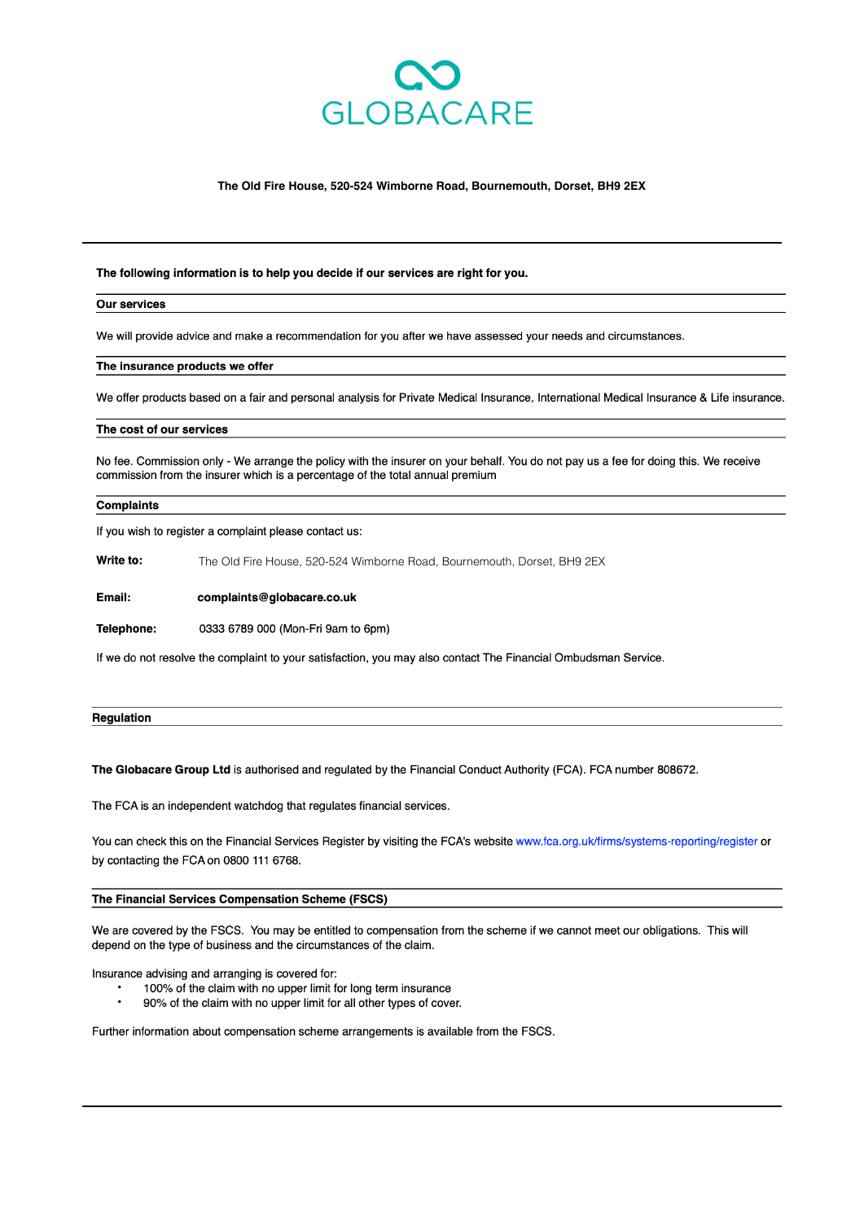# GLOBACARE

**The Old Fire House, 520-524 Wimborne Road, Bournemouth, Dorset, BH9 2EX**

---

**The following information is to help you decide if our services are right for you.**

## Our services

We will provide advice and make a recommendation for you after we have assessed your needs and circumstances.

## The insurance products we offer

We offer products based on a fair and personal analysis for Private Medical Insurance, International Medical Insurance & Life insurance.

## The cost of our services

No fee. Commission only - We arrange the policy with the insurer on your behalf. You do not pay us a fee for doing this. We receive commission from the insurer which is a percentage of the total annual premium

## Complaints

If you wish to register a complaint please contact us:

**Write to:** The Old Fire House, 520-524 Wimborne Road, Bournemouth, Dorset, BH9 2EX

**Email:** **complaints@globacare.co.uk**

**Telephone:** 0333 6789 000 (Mon-Fri 9am to 6pm)

If we do not resolve the complaint to your satisfaction, you may also contact The Financial Ombudsman Service.

## Regulation

**The Globacare Group Ltd** is authorised and regulated by the Financial Conduct Authority (FCA). FCA number 808672.

The FCA is an independent watchdog that regulates financial services.

You can check this on the Financial Services Register by visiting the FCA's website www.fca.org.uk/firms/systems-reporting/register or by contacting the FCA on 0800 111 6768.

## The Financial Services Compensation Scheme (FSCS)

We are covered by the FSCS. You may be entitled to compensation from the scheme if we cannot meet our obligations. This will depend on the type of business and the circumstances of the claim.

Insurance advising and arranging is covered for:

- 100% of the claim with no upper limit for long term insurance
- 90% of the claim with no upper limit for all other types of cover.

Further information about compensation scheme arrangements is available from the FSCS.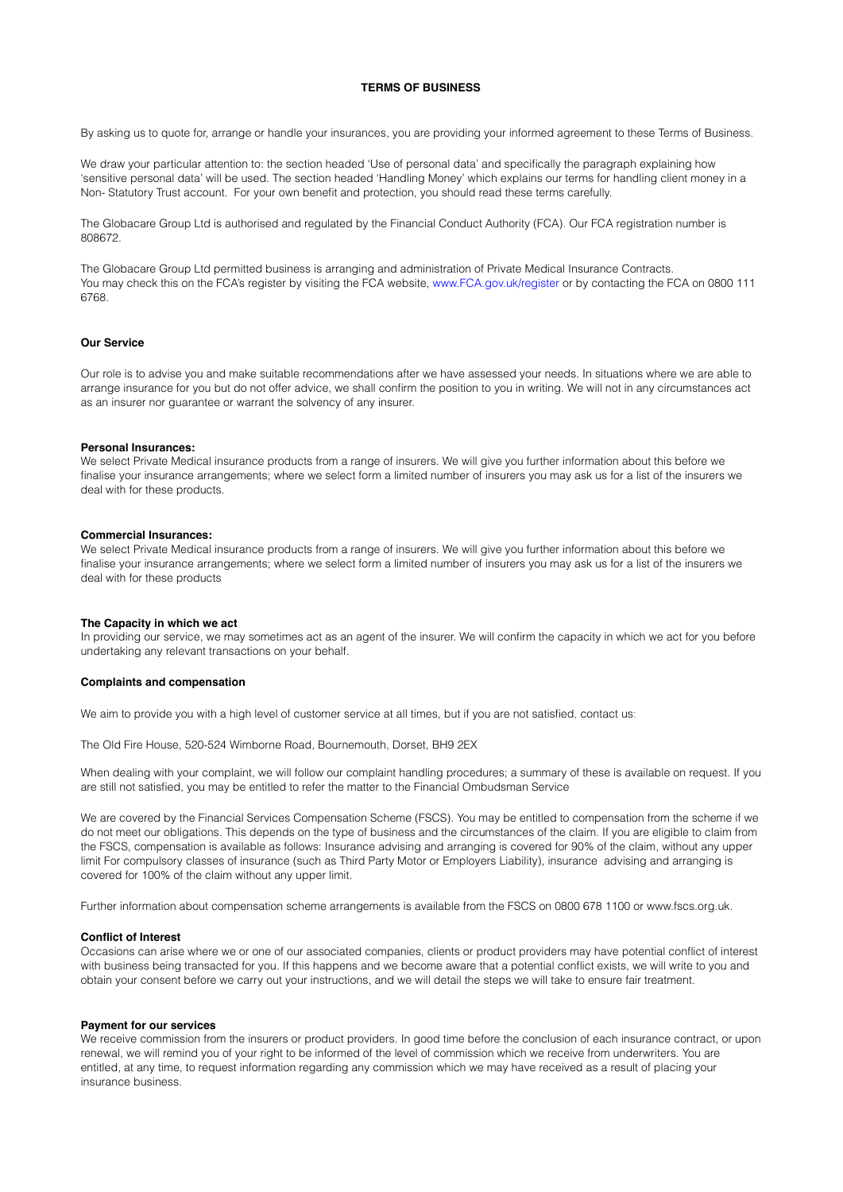# TERMS OF BUSINESS

By asking us to quote for, arrange or handle your insurances, you are providing your informed agreement to these Terms of Business.

We draw your particular attention to: the section headed 'Use of personal data' and specifically the paragraph explaining how 'sensitive personal data' will be used. The section headed 'Handling Money' which explains our terms for handling client money in a Non- Statutory Trust account. For your own benefit and protection, you should read these terms carefully.

The Globacare Group Ltd is authorised and regulated by the Financial Conduct Authority (FCA). Our FCA registration number is 808672.

The Globacare Group Ltd permitted business is arranging and administration of Private Medical Insurance Contracts.
You may check this on the FCA's register by visiting the FCA website, www.FCA.gov.uk/register or by contacting the FCA on 0800 111 6768.

**Our Service**

Our role is to advise you and make suitable recommendations after we have assessed your needs. In situations where we are able to arrange insurance for you but do not offer advice, we shall confirm the position to you in writing. We will not in any circumstances act as an insurer nor guarantee or warrant the solvency of any insurer.

**Personal Insurances:**
We select Private Medical insurance products from a range of insurers. We will give you further information about this before we finalise your insurance arrangements; where we select form a limited number of insurers you may ask us for a list of the insurers we deal with for these products.

**Commercial Insurances:**
We select Private Medical insurance products from a range of insurers. We will give you further information about this before we finalise your insurance arrangements; where we select form a limited number of insurers you may ask us for a list of the insurers we deal with for these products

**The Capacity in which we act**
In providing our service, we may sometimes act as an agent of the insurer. We will confirm the capacity in which we act for you before undertaking any relevant transactions on your behalf.

**Complaints and compensation**

We aim to provide you with a high level of customer service at all times, but if you are not satisfied, contact us:

The Old Fire House, 520-524 Wimborne Road, Bournemouth, Dorset, BH9 2EX

When dealing with your complaint, we will follow our complaint handling procedures; a summary of these is available on request. If you are still not satisfied, you may be entitled to refer the matter to the Financial Ombudsman Service

We are covered by the Financial Services Compensation Scheme (FSCS). You may be entitled to compensation from the scheme if we do not meet our obligations. This depends on the type of business and the circumstances of the claim. If you are eligible to claim from the FSCS, compensation is available as follows: Insurance advising and arranging is covered for 90% of the claim, without any upper limit For compulsory classes of insurance (such as Third Party Motor or Employers Liability), insurance advising and arranging is covered for 100% of the claim without any upper limit.

Further information about compensation scheme arrangements is available from the FSCS on 0800 678 1100 or www.fscs.org.uk.

**Conflict of Interest**
Occasions can arise where we or one of our associated companies, clients or product providers may have potential conflict of interest with business being transacted for you. If this happens and we become aware that a potential conflict exists, we will write to you and obtain your consent before we carry out your instructions, and we will detail the steps we will take to ensure fair treatment.

**Payment for our services**
We receive commission from the insurers or product providers. In good time before the conclusion of each insurance contract, or upon renewal, we will remind you of your right to be informed of the level of commission which we receive from underwriters. You are entitled, at any time, to request information regarding any commission which we may have received as a result of placing your insurance business.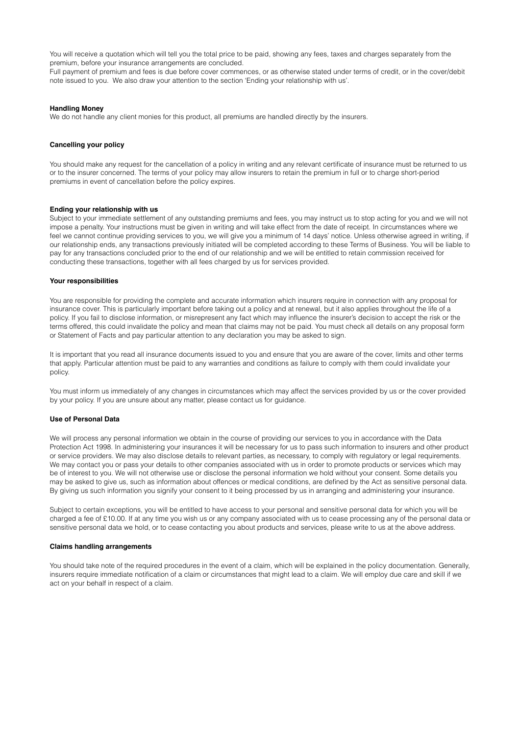You will receive a quotation which will tell you the total price to be paid, showing any fees, taxes and charges separately from the premium, before your insurance arrangements are concluded.

Full payment of premium and fees is due before cover commences, or as otherwise stated under terms of credit, or in the cover/debit note issued to you. We also draw your attention to the section 'Ending your relationship with us'.

**Handling Money**

We do not handle any client monies for this product, all premiums are handled directly by the insurers.

**Cancelling your policy**

You should make any request for the cancellation of a policy in writing and any relevant certificate of insurance must be returned to us or to the insurer concerned. The terms of your policy may allow insurers to retain the premium in full or to charge short-period premiums in event of cancellation before the policy expires.

**Ending your relationship with us**

Subject to your immediate settlement of any outstanding premiums and fees, you may instruct us to stop acting for you and we will not impose a penalty. Your instructions must be given in writing and will take effect from the date of receipt. In circumstances where we feel we cannot continue providing services to you, we will give you a minimum of 14 days' notice. Unless otherwise agreed in writing, if our relationship ends, any transactions previously initiated will be completed according to these Terms of Business. You will be liable to pay for any transactions concluded prior to the end of our relationship and we will be entitled to retain commission received for conducting these transactions, together with all fees charged by us for services provided.

**Your responsibilities**

You are responsible for providing the complete and accurate information which insurers require in connection with any proposal for insurance cover. This is particularly important before taking out a policy and at renewal, but it also applies throughout the life of a policy. If you fail to disclose information, or misrepresent any fact which may influence the insurer's decision to accept the risk or the terms offered, this could invalidate the policy and mean that claims may not be paid. You must check all details on any proposal form or Statement of Facts and pay particular attention to any declaration you may be asked to sign.

It is important that you read all insurance documents issued to you and ensure that you are aware of the cover, limits and other terms that apply. Particular attention must be paid to any warranties and conditions as failure to comply with them could invalidate your policy.

You must inform us immediately of any changes in circumstances which may affect the services provided by us or the cover provided by your policy. If you are unsure about any matter, please contact us for guidance.

**Use of Personal Data**

We will process any personal information we obtain in the course of providing our services to you in accordance with the Data Protection Act 1998. In administering your insurances it will be necessary for us to pass such information to insurers and other product or service providers. We may also disclose details to relevant parties, as necessary, to comply with regulatory or legal requirements. We may contact you or pass your details to other companies associated with us in order to promote products or services which may be of interest to you. We will not otherwise use or disclose the personal information we hold without your consent. Some details you may be asked to give us, such as information about offences or medical conditions, are defined by the Act as sensitive personal data. By giving us such information you signify your consent to it being processed by us in arranging and administering your insurance.

Subject to certain exceptions, you will be entitled to have access to your personal and sensitive personal data for which you will be charged a fee of £10.00. If at any time you wish us or any company associated with us to cease processing any of the personal data or sensitive personal data we hold, or to cease contacting you about products and services, please write to us at the above address.

**Claims handling arrangements**

You should take note of the required procedures in the event of a claim, which will be explained in the policy documentation. Generally, insurers require immediate notification of a claim or circumstances that might lead to a claim. We will employ due care and skill if we act on your behalf in respect of a claim.